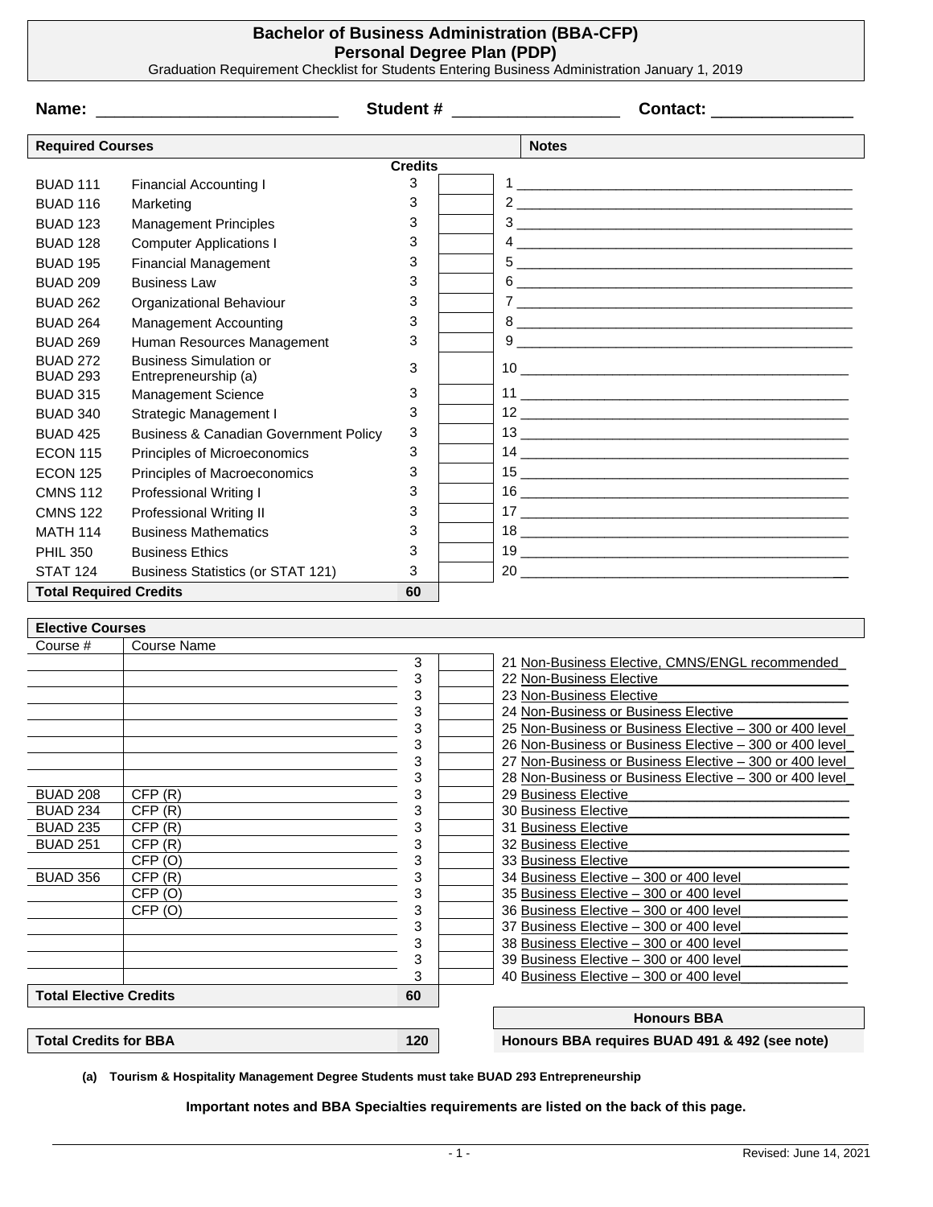# Bachelor of Business Administration (BBA-CFP)
## Personal Degree Plan (PDP)

Graduation Requirement Checklist for Students Entering Business Administration January 1, 2019

**Name:** ___________________________ **Student #** __________________ **Contact:** _______________

| Required Courses | | Credits | | Notes |
|---|---|---|---|---|
| BUAD 111 | Financial Accounting I | 3 | | 1 |
| BUAD 116 | Marketing | 3 | | 2 |
| BUAD 123 | Management Principles | 3 | | 3 |
| BUAD 128 | Computer Applications I | 3 | | 4 |
| BUAD 195 | Financial Management | 3 | | 5 |
| BUAD 209 | Business Law | 3 | | 6 |
| BUAD 262 | Organizational Behaviour | 3 | | 7 |
| BUAD 264 | Management Accounting | 3 | | 8 |
| BUAD 269 | Human Resources Management | 3 | | 9 |
| BUAD 272 BUAD 293 | Business Simulation or Entrepreneurship (a) | 3 | | 10 |
| BUAD 315 | Management Science | 3 | | 11 |
| BUAD 340 | Strategic Management I | 3 | | 12 |
| BUAD 425 | Business & Canadian Government Policy | 3 | | 13 |
| ECON 115 | Principles of Microeconomics | 3 | | 14 |
| ECON 125 | Principles of Macroeconomics | 3 | | 15 |
| CMNS 112 | Professional Writing I | 3 | | 16 |
| CMNS 122 | Professional Writing II | 3 | | 17 |
| MATH 114 | Business Mathematics | 3 | | 18 |
| PHIL 350 | Business Ethics | 3 | | 19 |
| STAT 124 | Business Statistics (or STAT 121) | 3 | | 20 |
| **Total Required Credits** | | **60** | | |

| Elective Courses | | | | |
|---|---|---|---|---|
| Course # | Course Name | | | |
| | | 3 | | 21 Non-Business Elective, CMNS/ENGL recommended |
| | | 3 | | 22 Non-Business Elective |
| | | 3 | | 23 Non-Business Elective |
| | | 3 | | 24 Non-Business or Business Elective |
| | | 3 | | 25 Non-Business or Business Elective – 300 or 400 level |
| | | 3 | | 26 Non-Business or Business Elective – 300 or 400 level |
| | | 3 | | 27 Non-Business or Business Elective – 300 or 400 level |
| | | 3 | | 28 Non-Business or Business Elective – 300 or 400 level |
| BUAD 208 | CFP (R) | 3 | | 29 Business Elective |
| BUAD 234 | CFP (R) | 3 | | 30 Business Elective |
| BUAD 235 | CFP (R) | 3 | | 31 Business Elective |
| BUAD 251 | CFP (R) | 3 | | 32 Business Elective |
| | CFP (O) | 3 | | 33 Business Elective |
| BUAD 356 | CFP (R) | 3 | | 34 Business Elective – 300 or 400 level |
| | CFP (O) | 3 | | 35 Business Elective – 300 or 400 level |
| | CFP (O) | 3 | | 36 Business Elective – 300 or 400 level |
| | | 3 | | 37 Business Elective – 300 or 400 level |
| | | 3 | | 38 Business Elective – 300 or 400 level |
| | | 3 | | 39 Business Elective – 300 or 400 level |
| | | 3 | | 40 Business Elective – 300 or 400 level |
| **Total Elective Credits** | | **60** | | |

| | | **Honours BBA** |
|---|---|---|
| **Total Credits for BBA** | **120** | **Honours BBA requires BUAD 491 & 492 (see note)** |

**(a) Tourism & Hospitality Management Degree Students must take BUAD 293 Entrepreneurship**

**Important notes and BBA Specialties requirements are listed on the back of this page.**

Revised: June 14, 2021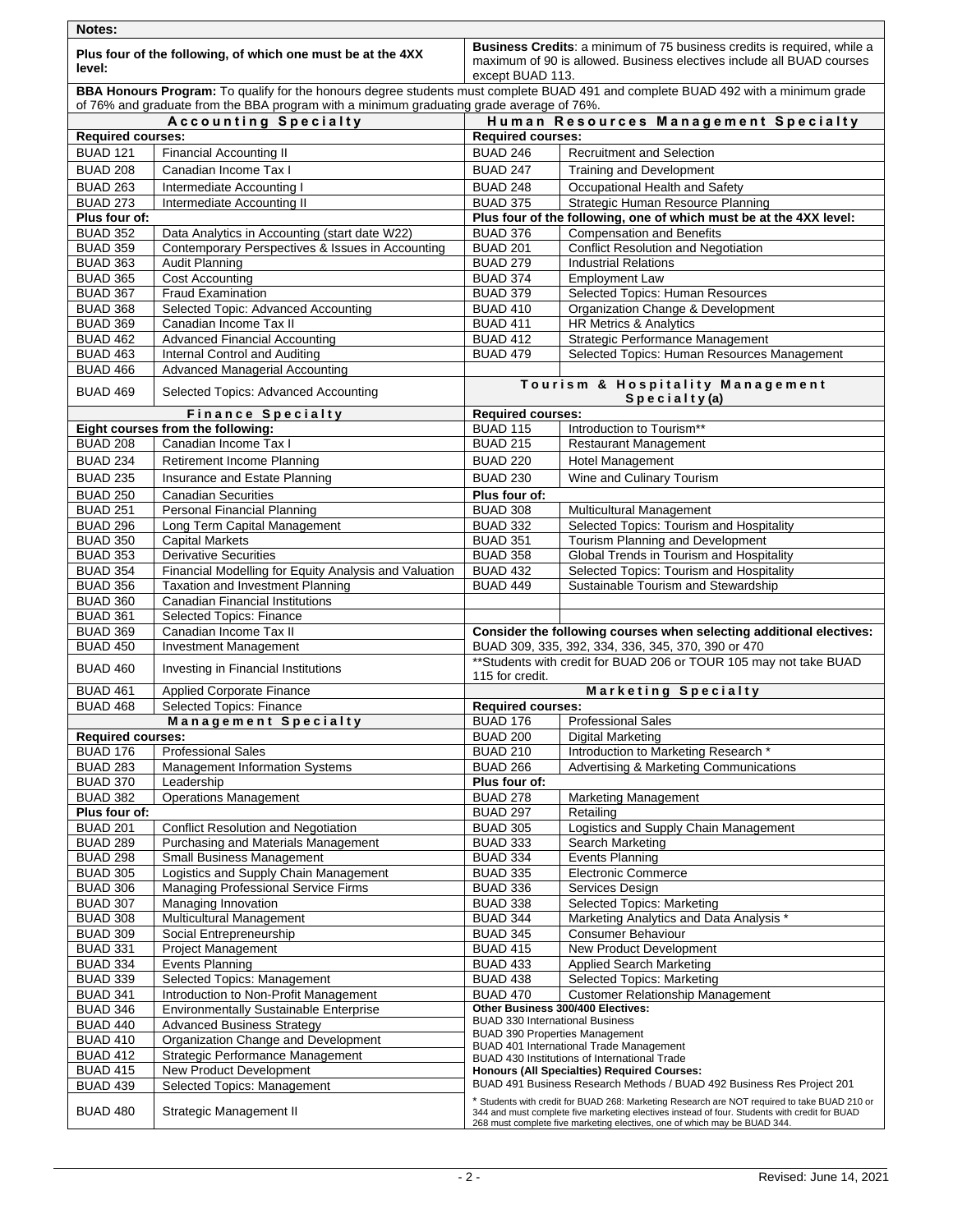**Notes:**

**Plus four of the following, of which one must be at the 4XX level:**

**Business Credits**: a minimum of 75 business credits is required, while a maximum of 90 is allowed. Business electives include all BUAD courses except BUAD 113.

**BBA Honours Program:** To qualify for the honours degree students must complete BUAD 491 and complete BUAD 492 with a minimum grade of 76% and graduate from the BBA program with a minimum graduating grade average of 76%.

## Accounting Specialty

| | |
|---|---|
| **Required courses:** | |
| BUAD 121 | Financial Accounting II |
| BUAD 208 | Canadian Income Tax I |
| BUAD 263 | Intermediate Accounting I |
| BUAD 273 | Intermediate Accounting II |
| **Plus four of:** | |
| BUAD 352 | Data Analytics in Accounting (start date W22) |
| BUAD 359 | Contemporary Perspectives & Issues in Accounting |
| BUAD 363 | Audit Planning |
| BUAD 365 | Cost Accounting |
| BUAD 367 | Fraud Examination |
| BUAD 368 | Selected Topic: Advanced Accounting |
| BUAD 369 | Canadian Income Tax II |
| BUAD 462 | Advanced Financial Accounting |
| BUAD 463 | Internal Control and Auditing |
| BUAD 466 | Advanced Managerial Accounting |
| BUAD 469 | Selected Topics: Advanced Accounting |

## Finance Specialty

| | |
|---|---|
| **Eight courses from the following:** | |
| BUAD 208 | Canadian Income Tax I |
| BUAD 234 | Retirement Income Planning |
| BUAD 235 | Insurance and Estate Planning |
| BUAD 250 | Canadian Securities |
| BUAD 251 | Personal Financial Planning |
| BUAD 296 | Long Term Capital Management |
| BUAD 350 | Capital Markets |
| BUAD 353 | Derivative Securities |
| BUAD 354 | Financial Modelling for Equity Analysis and Valuation |
| BUAD 356 | Taxation and Investment Planning |
| BUAD 360 | Canadian Financial Institutions |
| BUAD 361 | Selected Topics: Finance |
| BUAD 369 | Canadian Income Tax II |
| BUAD 450 | Investment Management |
| BUAD 460 | Investing in Financial Institutions |
| BUAD 461 | Applied Corporate Finance |
| BUAD 468 | Selected Topics: Finance |

## Management Specialty

| | |
|---|---|
| **Required courses:** | |
| BUAD 176 | Professional Sales |
| BUAD 283 | Management Information Systems |
| BUAD 370 | Leadership |
| BUAD 382 | Operations Management |
| **Plus four of:** | |
| BUAD 201 | Conflict Resolution and Negotiation |
| BUAD 289 | Purchasing and Materials Management |
| BUAD 298 | Small Business Management |
| BUAD 305 | Logistics and Supply Chain Management |
| BUAD 306 | Managing Professional Service Firms |
| BUAD 307 | Managing Innovation |
| BUAD 308 | Multicultural Management |
| BUAD 309 | Social Entrepreneurship |
| BUAD 331 | Project Management |
| BUAD 334 | Events Planning |
| BUAD 339 | Selected Topics: Management |
| BUAD 341 | Introduction to Non-Profit Management |
| BUAD 346 | Environmentally Sustainable Enterprise |
| BUAD 440 | Advanced Business Strategy |
| BUAD 410 | Organization Change and Development |
| BUAD 412 | Strategic Performance Management |
| BUAD 415 | New Product Development |
| BUAD 439 | Selected Topics: Management |
| BUAD 480 | Strategic Management II |

## Human Resources Management Specialty

| | |
|---|---|
| **Required courses:** | |
| BUAD 246 | Recruitment and Selection |
| BUAD 247 | Training and Development |
| BUAD 248 | Occupational Health and Safety |
| BUAD 375 | Strategic Human Resource Planning |
| **Plus four of the following, one of which must be at the 4XX level:** | |
| BUAD 376 | Compensation and Benefits |
| BUAD 201 | Conflict Resolution and Negotiation |
| BUAD 279 | Industrial Relations |
| BUAD 374 | Employment Law |
| BUAD 379 | Selected Topics: Human Resources |
| BUAD 410 | Organization Change & Development |
| BUAD 411 | HR Metrics & Analytics |
| BUAD 412 | Strategic Performance Management |
| BUAD 479 | Selected Topics: Human Resources Management |

## Tourism & Hospitality Management Specialty (a)

| | |
|---|---|
| **Required courses:** | |
| BUAD 115 | Introduction to Tourism** |
| BUAD 215 | Restaurant Management |
| BUAD 220 | Hotel Management |
| BUAD 230 | Wine and Culinary Tourism |
| **Plus four of:** | |
| BUAD 308 | Multicultural Management |
| BUAD 332 | Selected Topics: Tourism and Hospitality |
| BUAD 351 | Tourism Planning and Development |
| BUAD 358 | Global Trends in Tourism and Hospitality |
| BUAD 432 | Selected Topics: Tourism and Hospitality |
| BUAD 449 | Sustainable Tourism and Stewardship |

**Consider the following courses when selecting additional electives:**
BUAD 309, 335, 392, 334, 336, 345, 370, 390 or 470

**Students with credit for BUAD 206 or TOUR 105 may not take BUAD 115 for credit.

## Marketing Specialty

| | |
|---|---|
| **Required courses:** | |
| BUAD 176 | Professional Sales |
| BUAD 200 | Digital Marketing |
| BUAD 210 | Introduction to Marketing Research * |
| BUAD 266 | Advertising & Marketing Communications |
| **Plus four of:** | |
| BUAD 278 | Marketing Management |
| BUAD 297 | Retailing |
| BUAD 305 | Logistics and Supply Chain Management |
| BUAD 333 | Search Marketing |
| BUAD 334 | Events Planning |
| BUAD 335 | Electronic Commerce |
| BUAD 336 | Services Design |
| BUAD 338 | Selected Topics: Marketing |
| BUAD 344 | Marketing Analytics and Data Analysis * |
| BUAD 345 | Consumer Behaviour |
| BUAD 415 | New Product Development |
| BUAD 433 | Applied Search Marketing |
| BUAD 438 | Selected Topics: Marketing |
| BUAD 470 | Customer Relationship Management |

**Other Business 300/400 Electives:**
BUAD 330 International Business
BUAD 390 Properties Management
BUAD 401 International Trade Management
BUAD 430 Institutions of International Trade

**Honours (All Specialties) Required Courses:**
BUAD 491 Business Research Methods / BUAD 492 Business Res Project 201

* Students with credit for BUAD 268: Marketing Research are NOT required to take BUAD 210 or 344 and must complete five marketing electives instead of four. Students with credit for BUAD 268 must complete five marketing electives, one of which may be BUAD 344.

Revised: June 14, 2021